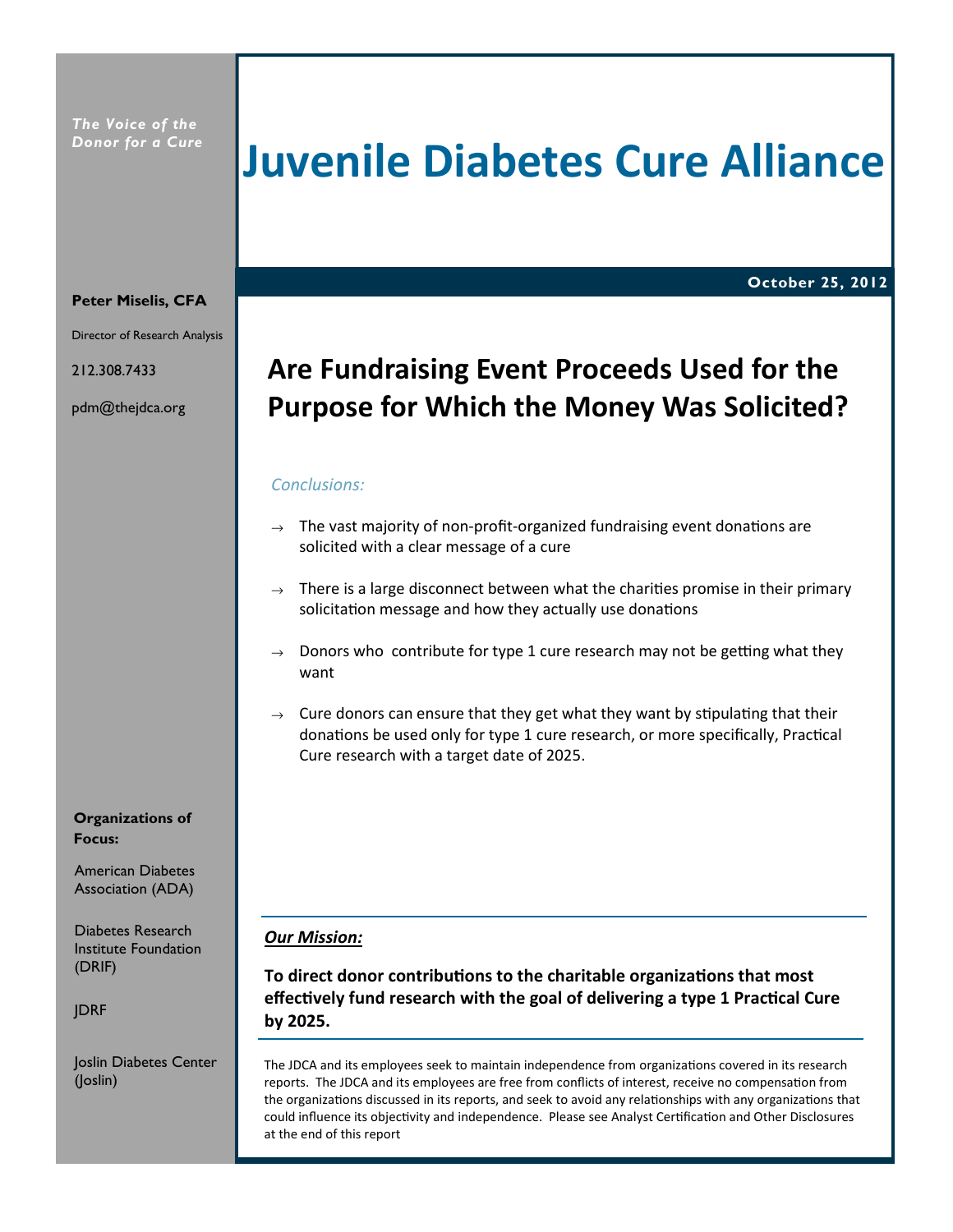*The Voice of the Donor for a Cure*

# Juvenile Diabetes Cure Alliance

**October 25, 2012**

**Peter Miselis, CFA**

Director of Research Analysis

212.308.7433

pdm@thejdca.org

## Are Fundraising Event Proceeds Used for the Purpose for Which the Money Was Solicited?

*Conclusions:*

- The vast majority of non-profit-organized fundraising event donations are solicited with a clear message of a cure
- There is a large disconnect between what the charities promise in their primary solicitation message and how they actually use donations
- Donors who contribute for type 1 cure research may not be getting what they want
- Cure donors can ensure that they get what they want by stipulating that their donations be used only for type 1 cure research, or more specifically, Practical Cure research with a target date of 2025.

**Organizations of Focus:**

American Diabetes Association (ADA)

Diabetes Research Institute Foundation (DRIF)

JDRF

Joslin Diabetes Center (Joslin)

***Our Mission:***

**To direct donor contributions to the charitable organizations that most effectively fund research with the goal of delivering a type 1 Practical Cure by 2025.**

The JDCA and its employees seek to maintain independence from organizations covered in its research reports. The JDCA and its employees are free from conflicts of interest, receive no compensation from the organizations discussed in its reports, and seek to avoid any relationships with any organizations that could influence its objectivity and independence. Please see Analyst Certification and Other Disclosures at the end of this report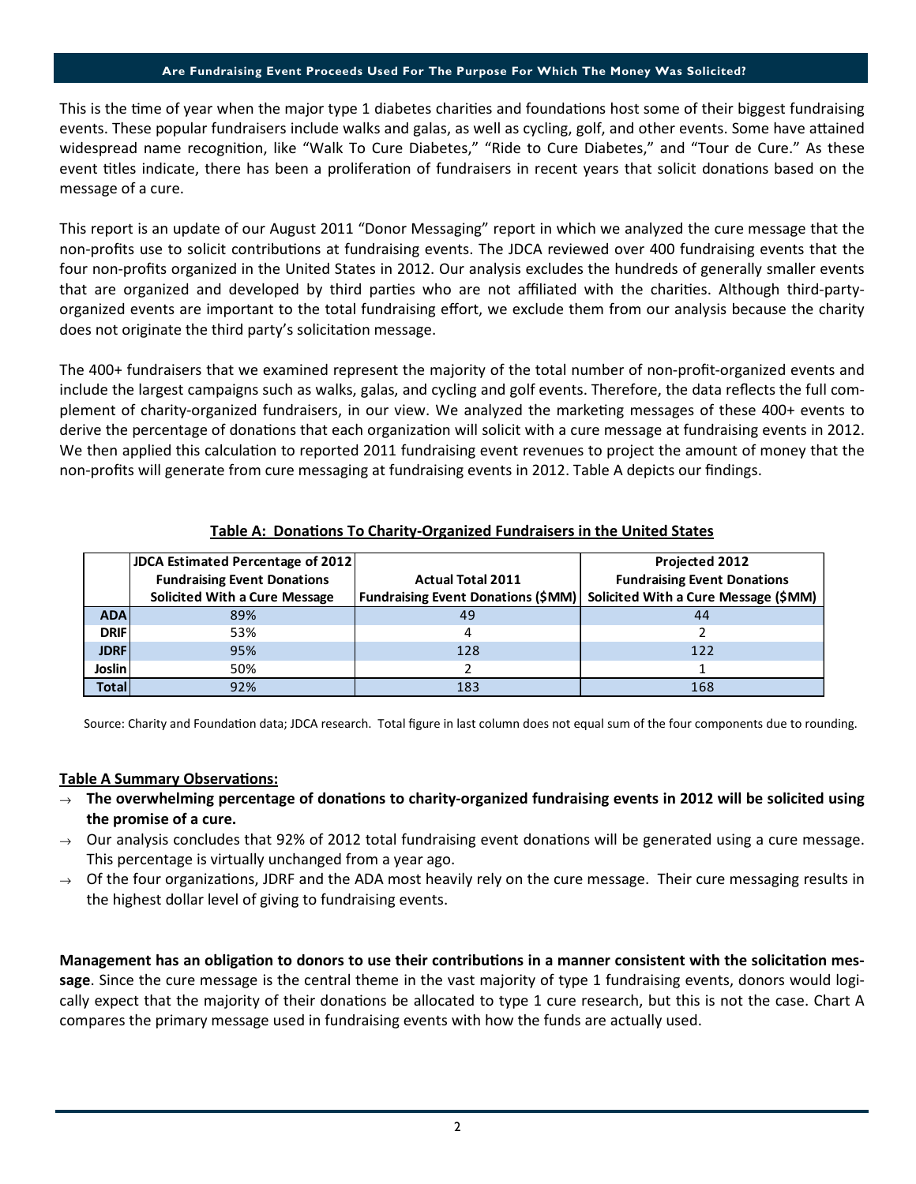## Are Fundraising Event Proceeds Used For The Purpose For Which The Money Was Solicited?

This is the time of year when the major type 1 diabetes charities and foundations host some of their biggest fundraising events. These popular fundraisers include walks and galas, as well as cycling, golf, and other events. Some have attained widespread name recognition, like "Walk To Cure Diabetes," "Ride to Cure Diabetes," and "Tour de Cure." As these event titles indicate, there has been a proliferation of fundraisers in recent years that solicit donations based on the message of a cure.

This report is an update of our August 2011 "Donor Messaging" report in which we analyzed the cure message that the non-profits use to solicit contributions at fundraising events. The JDCA reviewed over 400 fundraising events that the four non-profits organized in the United States in 2012. Our analysis excludes the hundreds of generally smaller events that are organized and developed by third parties who are not affiliated with the charities. Although third-party-organized events are important to the total fundraising effort, we exclude them from our analysis because the charity does not originate the third party's solicitation message.

The 400+ fundraisers that we examined represent the majority of the total number of non-profit-organized events and include the largest campaigns such as walks, galas, and cycling and golf events. Therefore, the data reflects the full complement of charity-organized fundraisers, in our view. We analyzed the marketing messages of these 400+ events to derive the percentage of donations that each organization will solicit with a cure message at fundraising events in 2012. We then applied this calculation to reported 2011 fundraising event revenues to project the amount of money that the non-profits will generate from cure messaging at fundraising events in 2012. Table A depicts our findings.

**Table A: Donations To Charity-Organized Fundraisers in the United States**

| | JDCA Estimated Percentage of 2012 Fundraising Event Donations Solicited With a Cure Message | Actual Total 2011 Fundraising Event Donations ($MM) | Projected 2012 Fundraising Event Donations Solicited With a Cure Message ($MM) |
|---|---|---|---|
| **ADA** | 89% | 49 | 44 |
| **DRIF** | 53% | 4 | 2 |
| **JDRF** | 95% | 128 | 122 |
| **Joslin** | 50% | 2 | 1 |
| **Total** | 92% | 183 | 168 |

Source: Charity and Foundation data; JDCA research. Total figure in last column does not equal sum of the four components due to rounding.

**Table A Summary Observations:**

- **The overwhelming percentage of donations to charity-organized fundraising events in 2012 will be solicited using the promise of a cure.**
- Our analysis concludes that 92% of 2012 total fundraising event donations will be generated using a cure message. This percentage is virtually unchanged from a year ago.
- Of the four organizations, JDRF and the ADA most heavily rely on the cure message. Their cure messaging results in the highest dollar level of giving to fundraising events.

**Management has an obligation to donors to use their contributions in a manner consistent with the solicitation message**. Since the cure message is the central theme in the vast majority of type 1 fundraising events, donors would logically expect that the majority of their donations be allocated to type 1 cure research, but this is not the case. Chart A compares the primary message used in fundraising events with how the funds are actually used.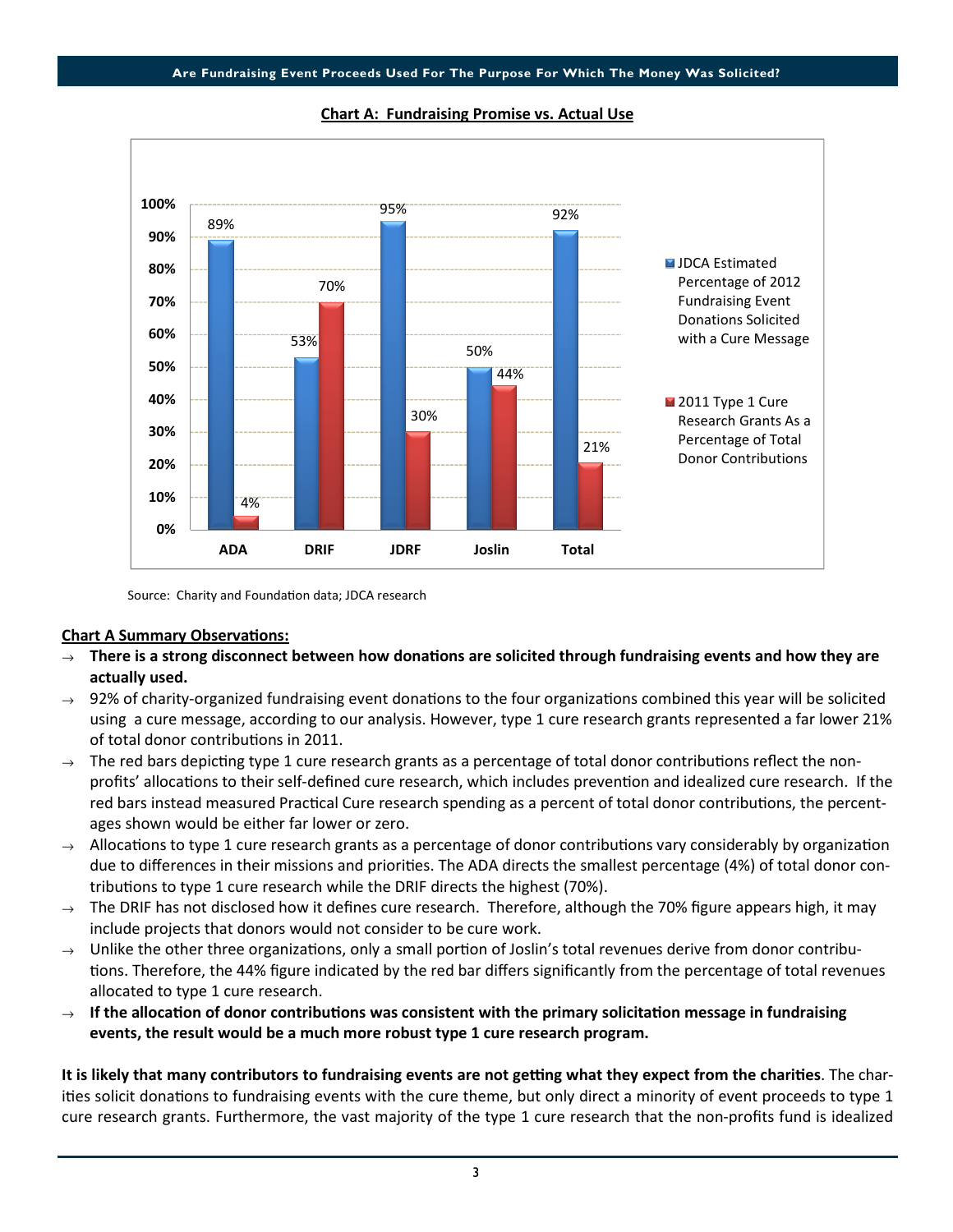**Chart A: Fundraising Promise vs. Actual Use**

| | ADA | DRIF | JDRF | Joslin | Total |
|---|---|---|---|---|---|
| JDCA Estimated Percentage of 2012 Fundraising Event Donations Solicited with a Cure Message | 89% | 53% | 95% | 50% | 92% |
| 2011 Type 1 Cure Research Grants As a Percentage of Total Donor Contributions | 4% | 70% | 30% | 44% | 21% |

Source: Charity and Foundation data; JDCA research

**Chart A Summary Observations:**

- **There is a strong disconnect between how donations are solicited through fundraising events and how they are actually used.**
- 92% of charity-organized fundraising event donations to the four organizations combined this year will be solicited using a cure message, according to our analysis. However, type 1 cure research grants represented a far lower 21% of total donor contributions in 2011.
- The red bars depicting type 1 cure research grants as a percentage of total donor contributions reflect the non-profits' allocations to their self-defined cure research, which includes prevention and idealized cure research. If the red bars instead measured Practical Cure research spending as a percent of total donor contributions, the percentages shown would be either far lower or zero.
- Allocations to type 1 cure research grants as a percentage of donor contributions vary considerably by organization due to differences in their missions and priorities. The ADA directs the smallest percentage (4%) of total donor contributions to type 1 cure research while the DRIF directs the highest (70%).
- The DRIF has not disclosed how it defines cure research. Therefore, although the 70% figure appears high, it may include projects that donors would not consider to be cure work.
- Unlike the other three organizations, only a small portion of Joslin's total revenues derive from donor contributions. Therefore, the 44% figure indicated by the red bar differs significantly from the percentage of total revenues allocated to type 1 cure research.
- **If the allocation of donor contributions was consistent with the primary solicitation message in fundraising events, the result would be a much more robust type 1 cure research program.**

**It is likely that many contributors to fundraising events are not getting what they expect from the charities**. The charities solicit donations to fundraising events with the cure theme, but only direct a minority of event proceeds to type 1 cure research grants. Furthermore, the vast majority of the type 1 cure research that the non-profits fund is idealized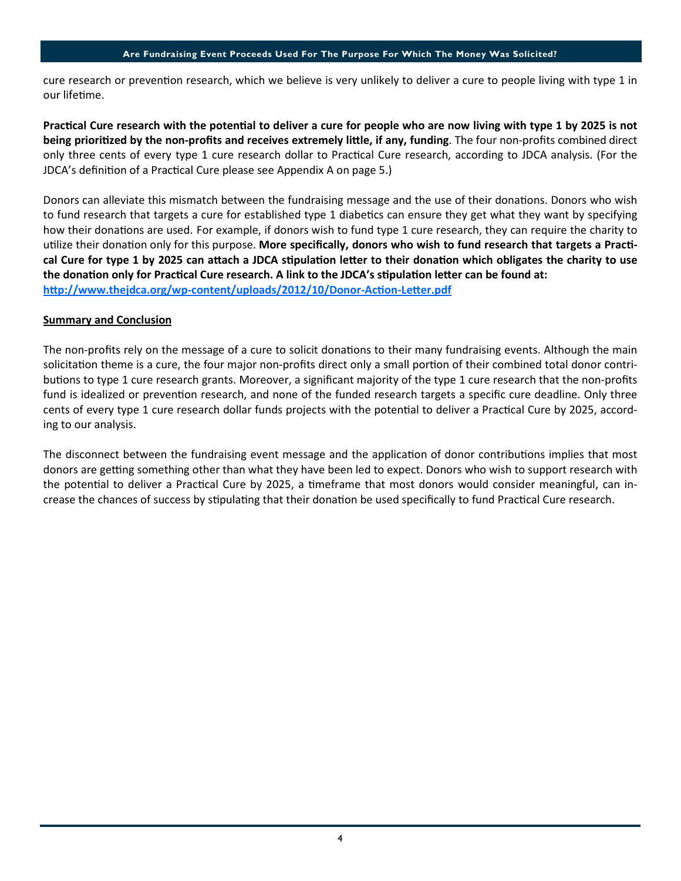cure research or prevention research, which we believe is very unlikely to deliver a cure to people living with type 1 in our lifetime.

**Practical Cure research with the potential to deliver a cure for people who are now living with type 1 by 2025 is not being prioritized by the non-profits and receives extremely little, if any, funding**. The four non-profits combined direct only three cents of every type 1 cure research dollar to Practical Cure research, according to JDCA analysis. (For the JDCA's definition of a Practical Cure please see Appendix A on page 5.)

Donors can alleviate this mismatch between the fundraising message and the use of their donations. Donors who wish to fund research that targets a cure for established type 1 diabetics can ensure they get what they want by specifying how their donations are used. For example, if donors wish to fund type 1 cure research, they can require the charity to utilize their donation only for this purpose. **More specifically, donors who wish to fund research that targets a Practical Cure for type 1 by 2025 can attach a JDCA stipulation letter to their donation which obligates the charity to use the donation only for Practical Cure research. A link to the JDCA's stipulation letter can be found at: [http://www.thejdca.org/wp-content/uploads/2012/10/Donor-Action-Letter.pdf](http://www.thejdca.org/wp-content/uploads/2012/10/Donor-Action-Letter.pdf)**

## Summary and Conclusion

The non-profits rely on the message of a cure to solicit donations to their many fundraising events. Although the main solicitation theme is a cure, the four major non-profits direct only a small portion of their combined total donor contributions to type 1 cure research grants. Moreover, a significant majority of the type 1 cure research that the non-profits fund is idealized or prevention research, and none of the funded research targets a specific cure deadline. Only three cents of every type 1 cure research dollar funds projects with the potential to deliver a Practical Cure by 2025, according to our analysis.

The disconnect between the fundraising event message and the application of donor contributions implies that most donors are getting something other than what they have been led to expect. Donors who wish to support research with the potential to deliver a Practical Cure by 2025, a timeframe that most donors would consider meaningful, can increase the chances of success by stipulating that their donation be used specifically to fund Practical Cure research.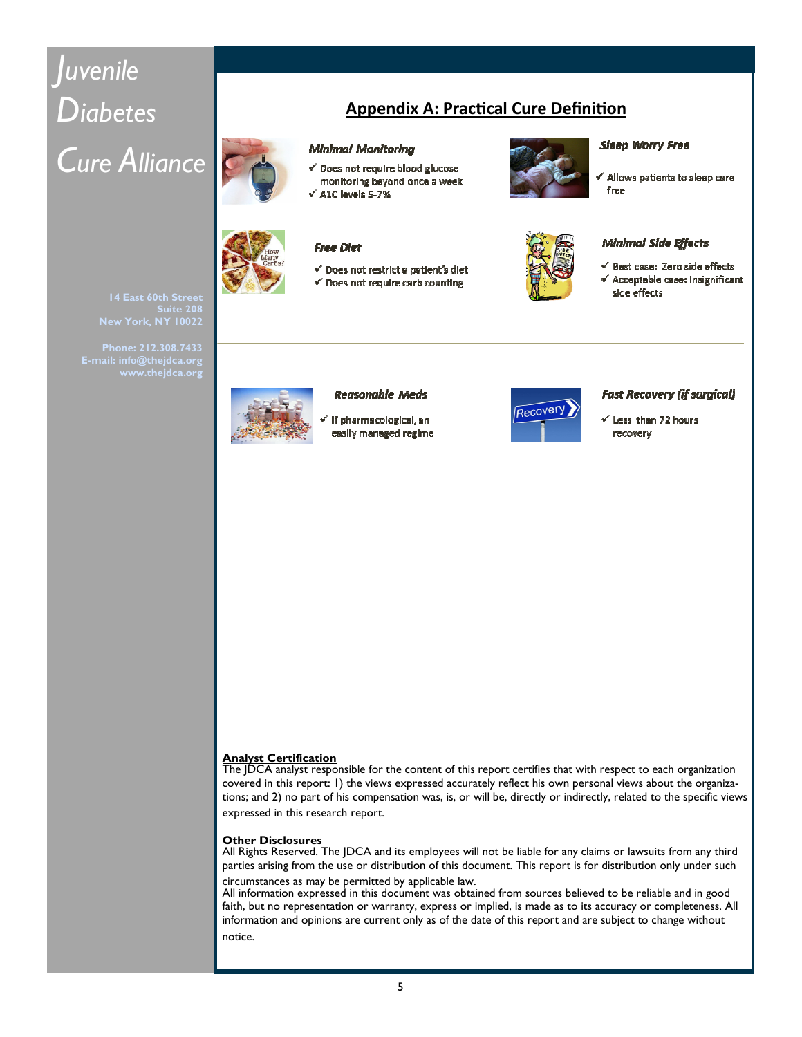# Juvenile Diabetes Cure Alliance

14 East 60th Street
Suite 208
New York, NY 10022

Phone: 212.308.7433
E-mail: info@thejdca.org
www.thejdca.org

## Appendix A: Practical Cure Definition

### *Minimal Monitoring*

- ✓ Does not require blood glucose monitoring beyond once a week
- ✓ A1C levels 5-7%

### *Sleep Worry Free*

- ✓ Allows patients to sleep care free

### *Free Diet*

- ✓ Does not restrict a patient's diet
- ✓ Does not require carb counting

### *Minimal Side Effects*

- ✓ Best case: Zero side effects
- ✓ Acceptable case: Insignificant side effects

### *Reasonable Meds*

- ✓ If pharmacological, an easily managed regime

### *Fast Recovery (if surgical)*

- ✓ Less than 72 hours recovery

**Analyst Certification**

The JDCA analyst responsible for the content of this report certifies that with respect to each organization covered in this report: 1) the views expressed accurately reflect his own personal views about the organizations; and 2) no part of his compensation was, is, or will be, directly or indirectly, related to the specific views expressed in this research report.

**Other Disclosures**

All Rights Reserved. The JDCA and its employees will not be liable for any claims or lawsuits from any third parties arising from the use or distribution of this document. This report is for distribution only under such circumstances as may be permitted by applicable law.

All information expressed in this document was obtained from sources believed to be reliable and in good faith, but no representation or warranty, express or implied, is made as to its accuracy or completeness. All information and opinions are current only as of the date of this report and are subject to change without notice.